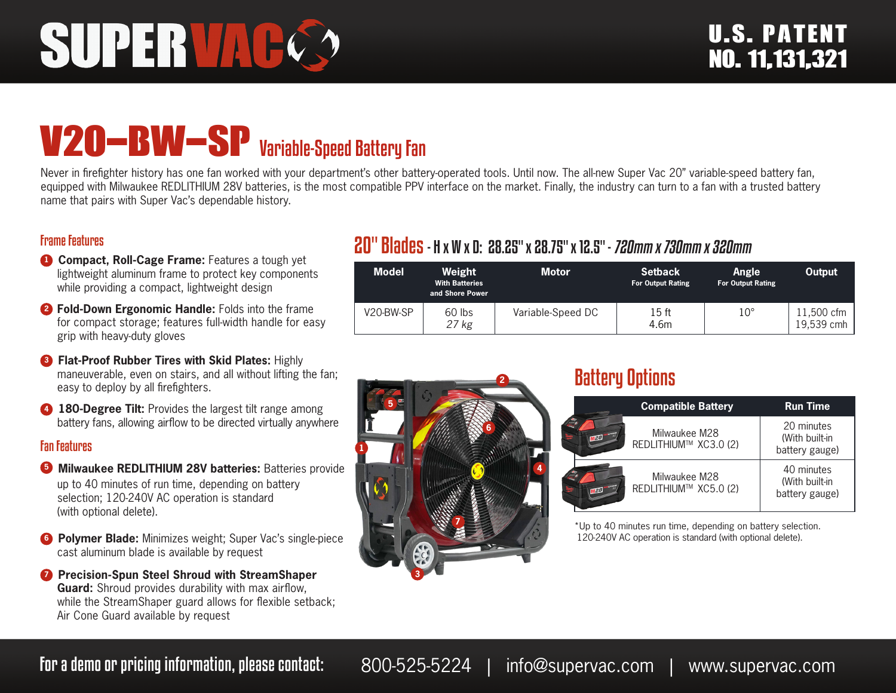# SUPER VAC

U.S. PATENT NO. 11,131,321

## V20-BW-SP Variable-Speed Battery Fan

Never in firefighter history has one fan worked with your department's other battery-operated tools. Until now. The all-new Super Vac 20" variable-speed battery fan, equipped with Milwaukee REDLITHIUM 28V batteries, is the most compatible PPV interface on the market. Finally, the industry can turn to a fan with a trusted battery name that pairs with Super Vac's dependable history.

### Frame Features

1. **Compact, Roll-Cage Frame:** Features a tough yet lightweight aluminum frame to protect key components while providing a compact, lightweight design
2. **Fold-Down Ergonomic Handle:** Folds into the frame for compact storage; features full-width handle for easy grip with heavy-duty gloves
3. **Flat-Proof Rubber Tires with Skid Plates:** Highly maneuverable, even on stairs, and all without lifting the fan; easy to deploy by all firefighters.
4. **180-Degree Tilt:** Provides the largest tilt range among battery fans, allowing airflow to be directed virtually anywhere

### Fan Features

5. **Milwaukee REDLITHIUM 28V batteries:** Batteries provide up to 40 minutes of run time, depending on battery selection; 120-240V AC operation is standard (with optional delete).
6. **Polymer Blade:** Minimizes weight; Super Vac's single-piece cast aluminum blade is available by request
7. **Precision-Spun Steel Shroud with StreamShaper Guard:** Shroud provides durability with max airflow, while the StreamShaper guard allows for flexible setback; Air Cone Guard available by request

### 20" Blades - H x W x D: 28.25" x 28.75" x 12.5" - *720mm x 730mm x 320mm*

| Model | Weight With Batteries and Shore Power | Motor | Setback For Output Rating | Angle For Output Rating | Output |
|---|---|---|---|---|---|
| V20-BW-SP | 60 lbs *27 kg* | Variable-Speed DC | 15 ft 4.6m | 10° | 11,500 cfm 19,539 cmh |

### Battery Options

| Compatible Battery | Run Time |
|---|---|
| Milwaukee M28 REDLITHIUM™ XC3.0 (2) | 20 minutes (With built-in battery gauge) |
| Milwaukee M28 REDLITHIUM™ XC5.0 (2) | 40 minutes (With built-in battery gauge) |

*Up to 40 minutes run time, depending on battery selection. 120-240V AC operation is standard (with optional delete).

**For a demo or pricing information, please contact:** 800-525-5224 | info@supervac.com | www.supervac.com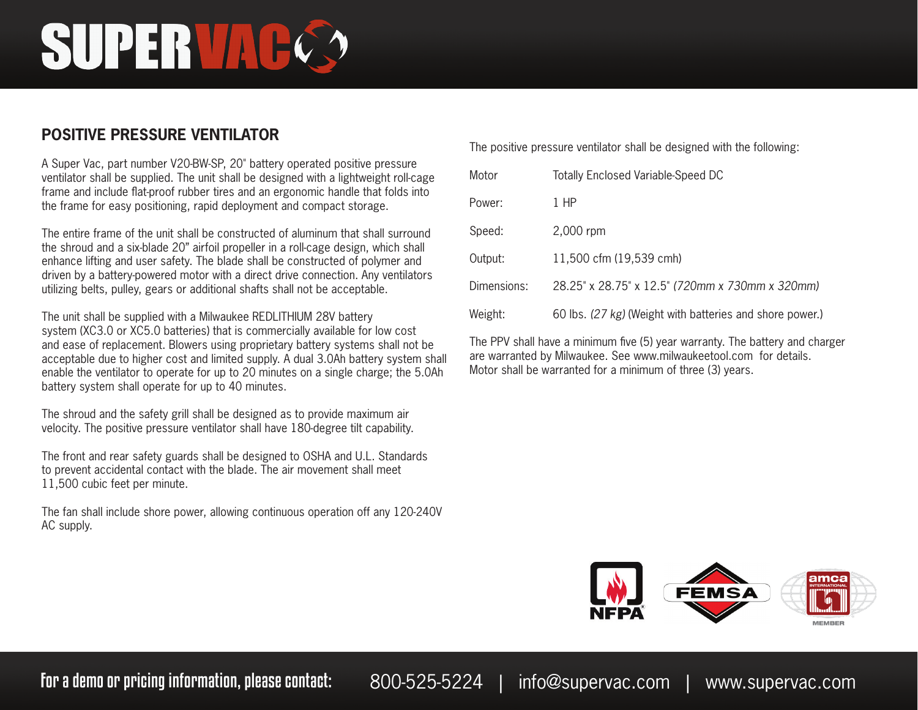# SUPERVAC

## POSITIVE PRESSURE VENTILATOR

A Super Vac, part number V20-BW-SP, 20" battery operated positive pressure ventilator shall be supplied. The unit shall be designed with a lightweight roll-cage frame and include flat-proof rubber tires and an ergonomic handle that folds into the frame for easy positioning, rapid deployment and compact storage.

The entire frame of the unit shall be constructed of aluminum that shall surround the shroud and a six-blade 20" airfoil propeller in a roll-cage design, which shall enhance lifting and user safety. The blade shall be constructed of polymer and driven by a battery-powered motor with a direct drive connection. Any ventilators utilizing belts, pulley, gears or additional shafts shall not be acceptable.

The unit shall be supplied with a Milwaukee REDLITHIUM 28V battery system (XC3.0 or XC5.0 batteries) that is commercially available for low cost and ease of replacement. Blowers using proprietary battery systems shall not be acceptable due to higher cost and limited supply. A dual 3.0Ah battery system shall enable the ventilator to operate for up to 20 minutes on a single charge; the 5.0Ah battery system shall operate for up to 40 minutes.

The shroud and the safety grill shall be designed as to provide maximum air velocity. The positive pressure ventilator shall have 180-degree tilt capability.

The front and rear safety guards shall be designed to OSHA and U.L. Standards to prevent accidental contact with the blade. The air movement shall meet 11,500 cubic feet per minute.

The fan shall include shore power, allowing continuous operation off any 120-240V AC supply.

The positive pressure ventilator shall be designed with the following:

| | |
|---|---|
| Motor | Totally Enclosed Variable-Speed DC |
| Power: | 1 HP |
| Speed: | 2,000 rpm |
| Output: | 11,500 cfm (19,539 cmh) |
| Dimensions: | 28.25" x 28.75" x 12.5" *(720mm x 730mm x 320mm)* |
| Weight: | 60 lbs. *(27 kg)* (Weight with batteries and shore power.) |

The PPV shall have a minimum five (5) year warranty. The battery and charger are warranted by Milwaukee. See www.milwaukeetool.com for details. Motor shall be warranted for a minimum of three (3) years.

NFPA | FEMSA | amca INTERNATIONAL MEMBER

**For a demo or pricing information, please contact:** 800-525-5224 | info@supervac.com | www.supervac.com